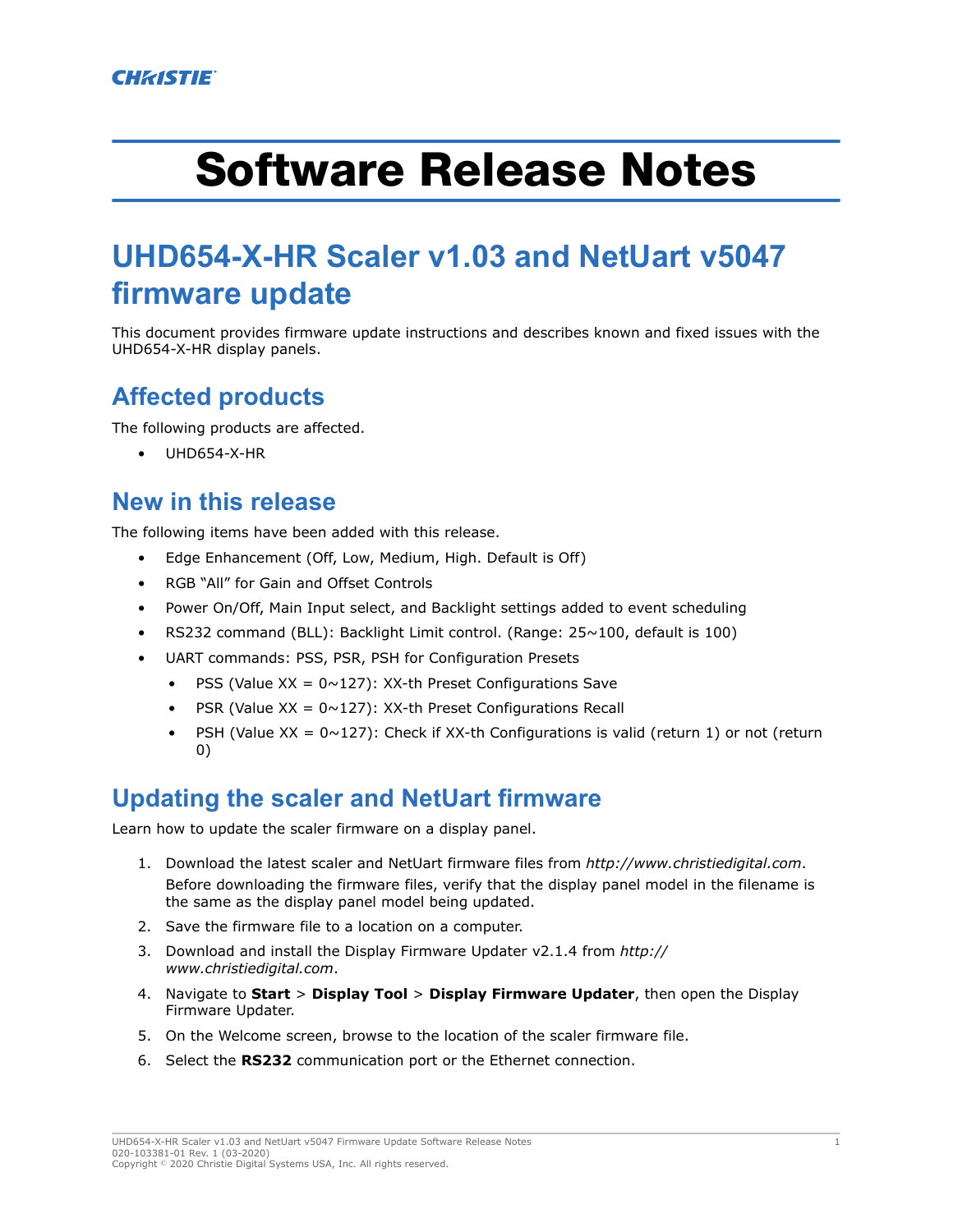CHRISTIE

# Software Release Notes

## UHD654-X-HR Scaler v1.03 and NetUart v5047 firmware update

This document provides firmware update instructions and describes known and fixed issues with the UHD654-X-HR display panels.

### Affected products

The following products are affected.

- UHD654-X-HR

### New in this release

The following items have been added with this release.

- Edge Enhancement (Off, Low, Medium, High. Default is Off)
- RGB “All” for Gain and Offset Controls
- Power On/Off, Main Input select, and Backlight settings added to event scheduling
- RS232 command (BLL): Backlight Limit control. (Range: 25~100, default is 100)
- UART commands: PSS, PSR, PSH for Configuration Presets
  - PSS (Value XX = 0~127): XX-th Preset Configurations Save
  - PSR (Value XX = 0~127): XX-th Preset Configurations Recall
  - PSH (Value XX = 0~127): Check if XX-th Configurations is valid (return 1) or not (return 0)

### Updating the scaler and NetUart firmware

Learn how to update the scaler firmware on a display panel.

1. Download the latest scaler and NetUart firmware files from *http://www.christiedigital.com*.
   Before downloading the firmware files, verify that the display panel model in the filename is the same as the display panel model being updated.
2. Save the firmware file to a location on a computer.
3. Download and install the Display Firmware Updater v2.1.4 from *http://www.christiedigital.com*.
4. Navigate to **Start** > **Display Tool** > **Display Firmware Updater**, then open the Display Firmware Updater.
5. On the Welcome screen, browse to the location of the scaler firmware file.
6. Select the **RS232** communication port or the Ethernet connection.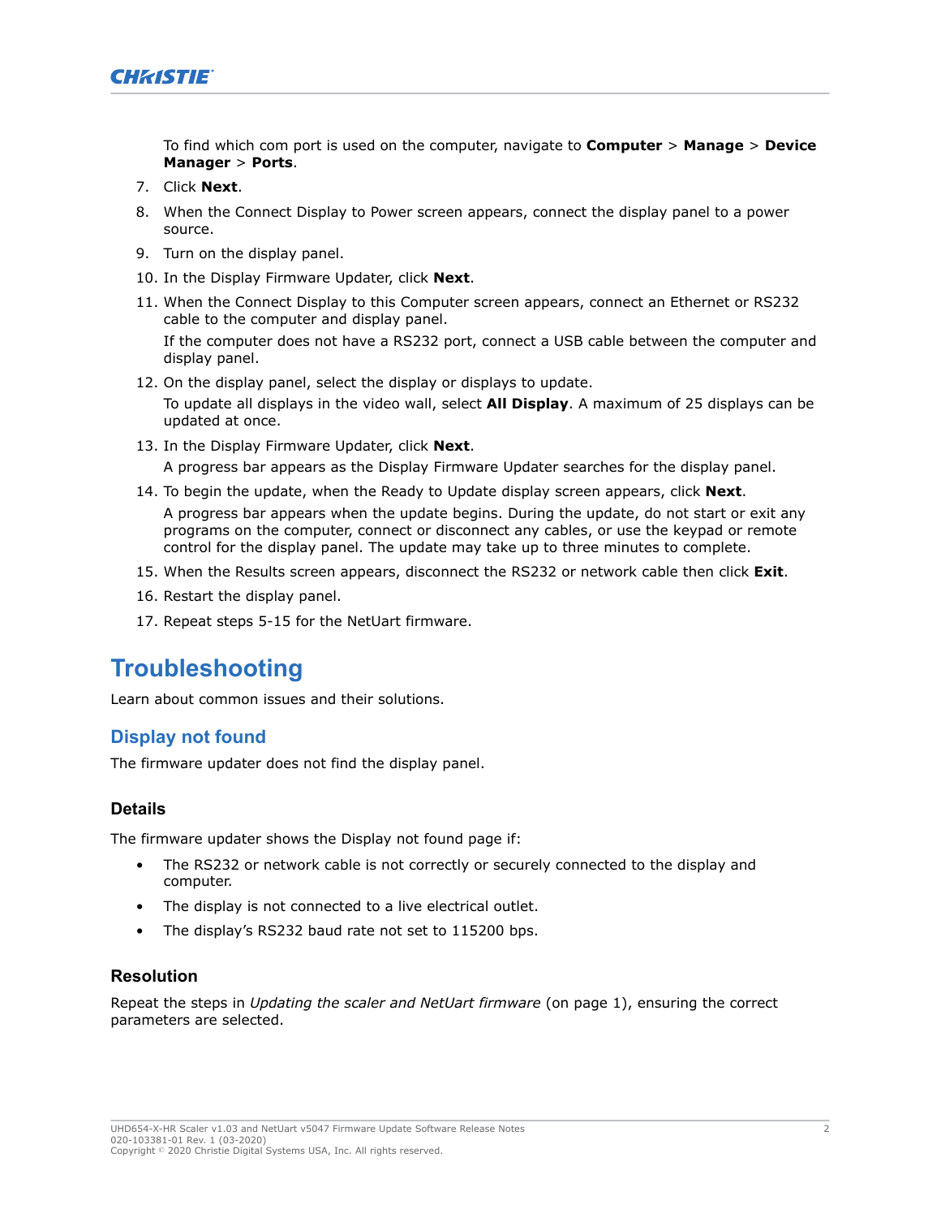To find which com port is used on the computer, navigate to **Computer** > **Manage** > **Device Manager** > **Ports**.

7. Click **Next**.
8. When the Connect Display to Power screen appears, connect the display panel to a power source.
9. Turn on the display panel.
10. In the Display Firmware Updater, click **Next**.
11. When the Connect Display to this Computer screen appears, connect an Ethernet or RS232 cable to the computer and display panel.

    If the computer does not have a RS232 port, connect a USB cable between the computer and display panel.
12. On the display panel, select the display or displays to update.

    To update all displays in the video wall, select **All Display**. A maximum of 25 displays can be updated at once.
13. In the Display Firmware Updater, click **Next**.

    A progress bar appears as the Display Firmware Updater searches for the display panel.
14. To begin the update, when the Ready to Update display screen appears, click **Next**.

    A progress bar appears when the update begins. During the update, do not start or exit any programs on the computer, connect or disconnect any cables, or use the keypad or remote control for the display panel. The update may take up to three minutes to complete.
15. When the Results screen appears, disconnect the RS232 or network cable then click **Exit**.
16. Restart the display panel.
17. Repeat steps 5-15 for the NetUart firmware.

# Troubleshooting

Learn about common issues and their solutions.

## Display not found

The firmware updater does not find the display panel.

### Details

The firmware updater shows the Display not found page if:

- The RS232 or network cable is not correctly or securely connected to the display and computer.
- The display is not connected to a live electrical outlet.
- The display's RS232 baud rate not set to 115200 bps.

### Resolution

Repeat the steps in *Updating the scaler and NetUart firmware* (on page 1), ensuring the correct parameters are selected.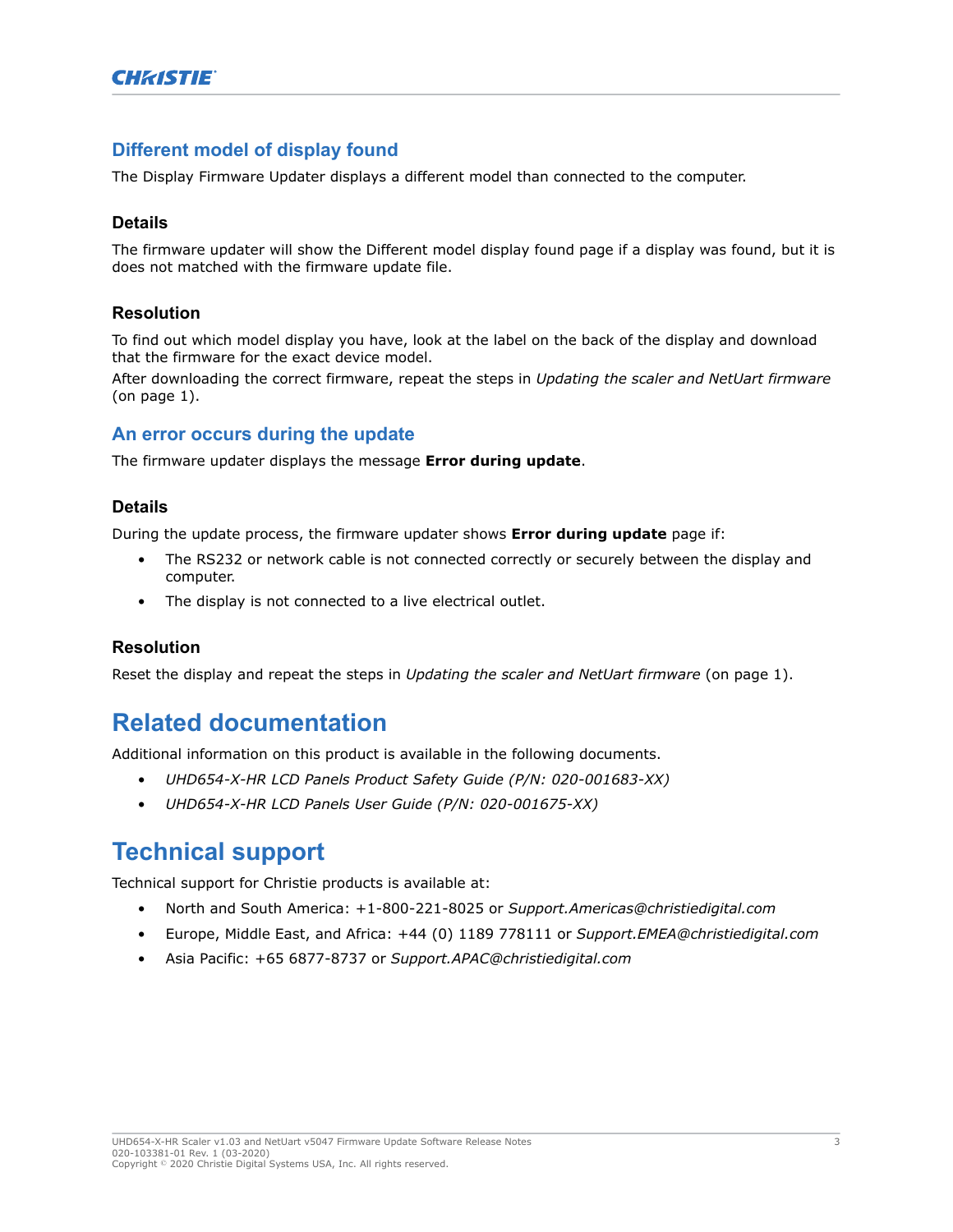## Different model of display found

The Display Firmware Updater displays a different model than connected to the computer.

### Details

The firmware updater will show the Different model display found page if a display was found, but it is does not matched with the firmware update file.

### Resolution

To find out which model display you have, look at the label on the back of the display and download that the firmware for the exact device model.

After downloading the correct firmware, repeat the steps in *Updating the scaler and NetUart firmware* (on page 1).

## An error occurs during the update

The firmware updater displays the message **Error during update**.

### Details

During the update process, the firmware updater shows **Error during update** page if:

- The RS232 or network cable is not connected correctly or securely between the display and computer.
- The display is not connected to a live electrical outlet.

### Resolution

Reset the display and repeat the steps in *Updating the scaler and NetUart firmware* (on page 1).

# Related documentation

Additional information on this product is available in the following documents.

- *UHD654-X-HR LCD Panels Product Safety Guide (P/N: 020-001683-XX)*
- *UHD654-X-HR LCD Panels User Guide (P/N: 020-001675-XX)*

# Technical support

Technical support for Christie products is available at:

- North and South America: +1-800-221-8025 or *Support.Americas@christiedigital.com*
- Europe, Middle East, and Africa: +44 (0) 1189 778111 or *Support.EMEA@christiedigital.com*
- Asia Pacific: +65 6877-8737 or *Support.APAC@christiedigital.com*